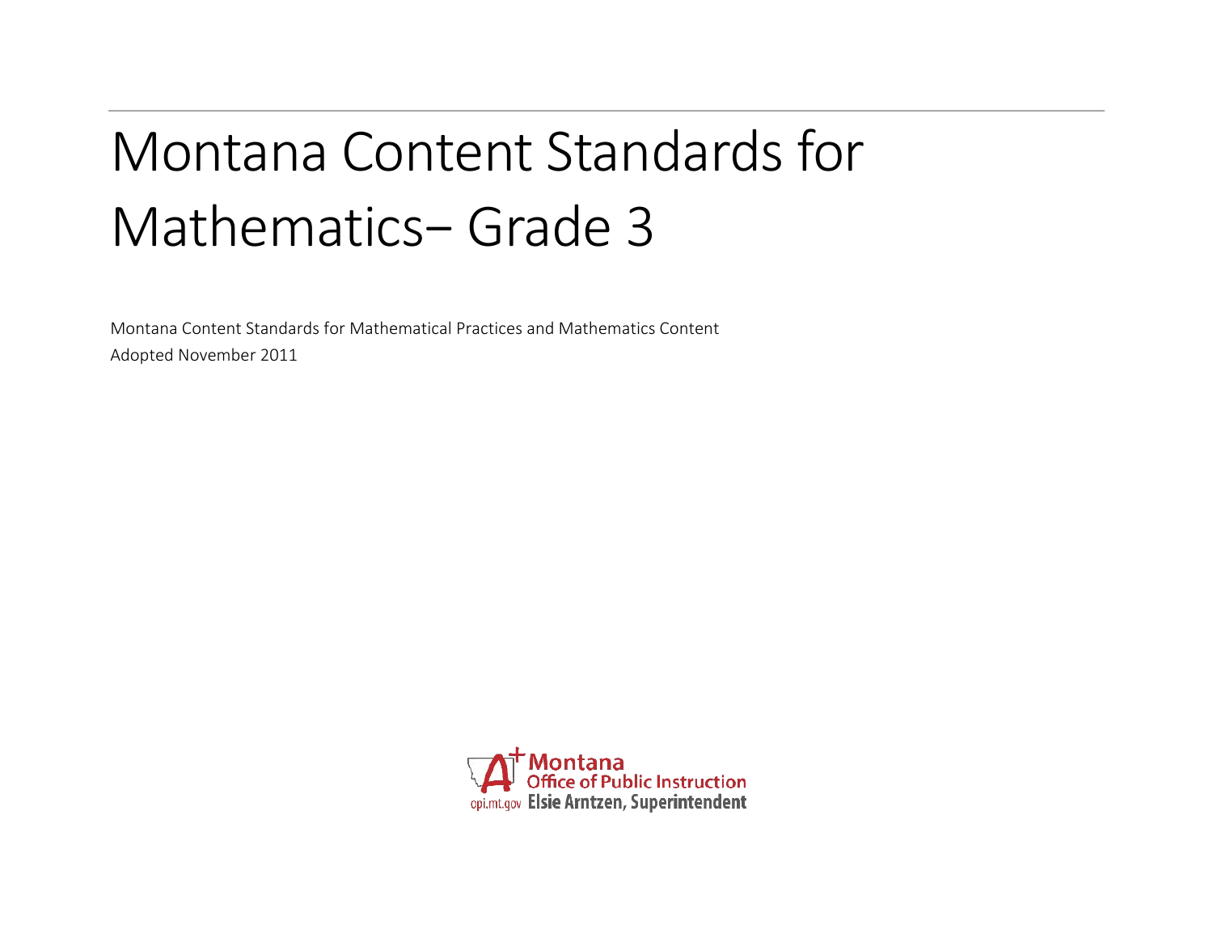# Montana Content Standards for Mathematics– Grade 3

Montana Content Standards for Mathematical Practices and Mathematics Content

Adopted November 2011

Montana Office of Public Instruction

opi.mt.gov Elsie Arntzen, Superintendent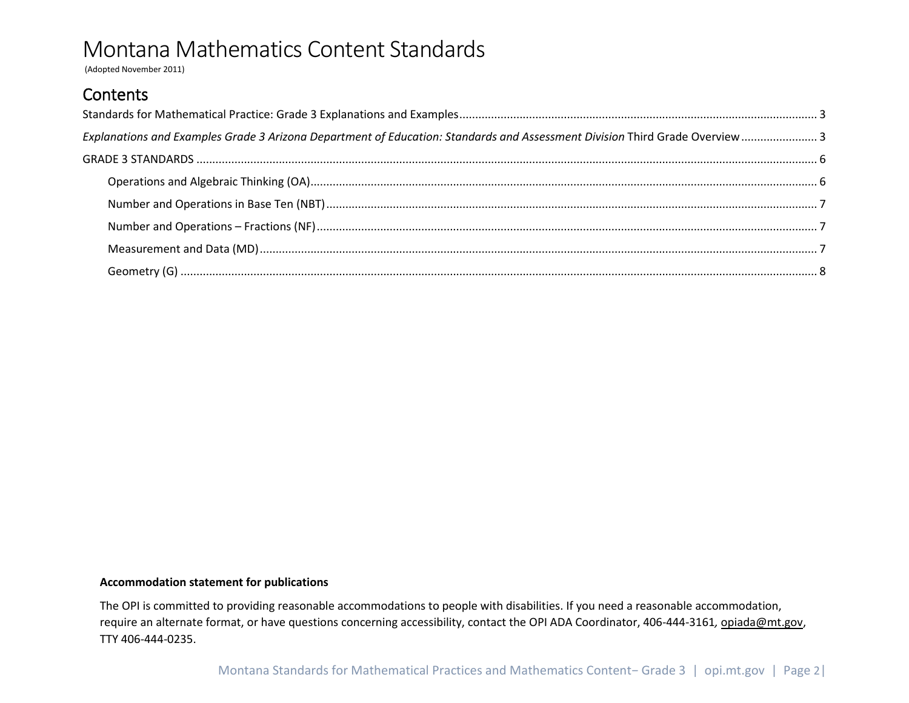# Montana Mathematics Content Standards

(Adopted November 2011)

## Contents

Standards for Mathematical Practice: Grade 3 Explanations and Examples ........ 3

*Explanations and Examples Grade 3 Arizona Department of Education: Standards and Assessment Division* Third Grade Overview ........ 3

GRADE 3 STANDARDS ........ 6

- Operations and Algebraic Thinking (OA) ........ 6
- Number and Operations in Base Ten (NBT) ........ 7
- Number and Operations – Fractions (NF) ........ 7
- Measurement and Data (MD) ........ 7
- Geometry (G) ........ 8

**Accommodation statement for publications**

The OPI is committed to providing reasonable accommodations to people with disabilities. If you need a reasonable accommodation, require an alternate format, or have questions concerning accessibility, contact the OPI ADA Coordinator, 406-444-3161, opiada@mt.gov, TTY 406-444-0235.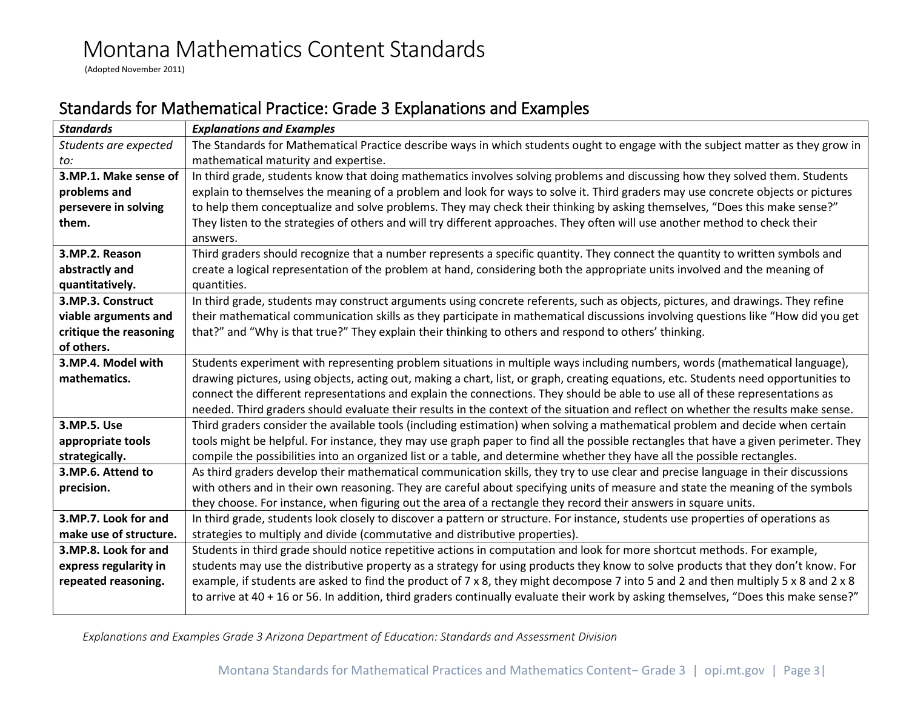# Montana Mathematics Content Standards

(Adopted November 2011)

## Standards for Mathematical Practice: Grade 3 Explanations and Examples

| ***Standards*** | ***Explanations and Examples*** |
|---|---|
| *Students are expected to:* | The Standards for Mathematical Practice describe ways in which students ought to engage with the subject matter as they grow in mathematical maturity and expertise. |
| **3.MP.1. Make sense of problems and persevere in solving them.** | In third grade, students know that doing mathematics involves solving problems and discussing how they solved them. Students explain to themselves the meaning of a problem and look for ways to solve it. Third graders may use concrete objects or pictures to help them conceptualize and solve problems. They may check their thinking by asking themselves, "Does this make sense?" They listen to the strategies of others and will try different approaches. They often will use another method to check their answers. |
| **3.MP.2. Reason abstractly and quantitatively.** | Third graders should recognize that a number represents a specific quantity. They connect the quantity to written symbols and create a logical representation of the problem at hand, considering both the appropriate units involved and the meaning of quantities. |
| **3.MP.3. Construct viable arguments and critique the reasoning of others.** | In third grade, students may construct arguments using concrete referents, such as objects, pictures, and drawings. They refine their mathematical communication skills as they participate in mathematical discussions involving questions like "How did you get that?" and "Why is that true?" They explain their thinking to others and respond to others' thinking. |
| **3.MP.4. Model with mathematics.** | Students experiment with representing problem situations in multiple ways including numbers, words (mathematical language), drawing pictures, using objects, acting out, making a chart, list, or graph, creating equations, etc. Students need opportunities to connect the different representations and explain the connections. They should be able to use all of these representations as needed. Third graders should evaluate their results in the context of the situation and reflect on whether the results make sense. |
| **3.MP.5. Use appropriate tools strategically.** | Third graders consider the available tools (including estimation) when solving a mathematical problem and decide when certain tools might be helpful. For instance, they may use graph paper to find all the possible rectangles that have a given perimeter. They compile the possibilities into an organized list or a table, and determine whether they have all the possible rectangles. |
| **3.MP.6. Attend to precision.** | As third graders develop their mathematical communication skills, they try to use clear and precise language in their discussions with others and in their own reasoning. They are careful about specifying units of measure and state the meaning of the symbols they choose. For instance, when figuring out the area of a rectangle they record their answers in square units. |
| **3.MP.7. Look for and make use of structure.** | In third grade, students look closely to discover a pattern or structure. For instance, students use properties of operations as strategies to multiply and divide (commutative and distributive properties). |
| **3.MP.8. Look for and express regularity in repeated reasoning.** | Students in third grade should notice repetitive actions in computation and look for more shortcut methods. For example, students may use the distributive property as a strategy for using products they know to solve products that they don't know. For example, if students are asked to find the product of 7 x 8, they might decompose 7 into 5 and 2 and then multiply 5 x 8 and 2 x 8 to arrive at 40 + 16 or 56. In addition, third graders continually evaluate their work by asking themselves, "Does this make sense?" |

*Explanations and Examples Grade 3 Arizona Department of Education: Standards and Assessment Division*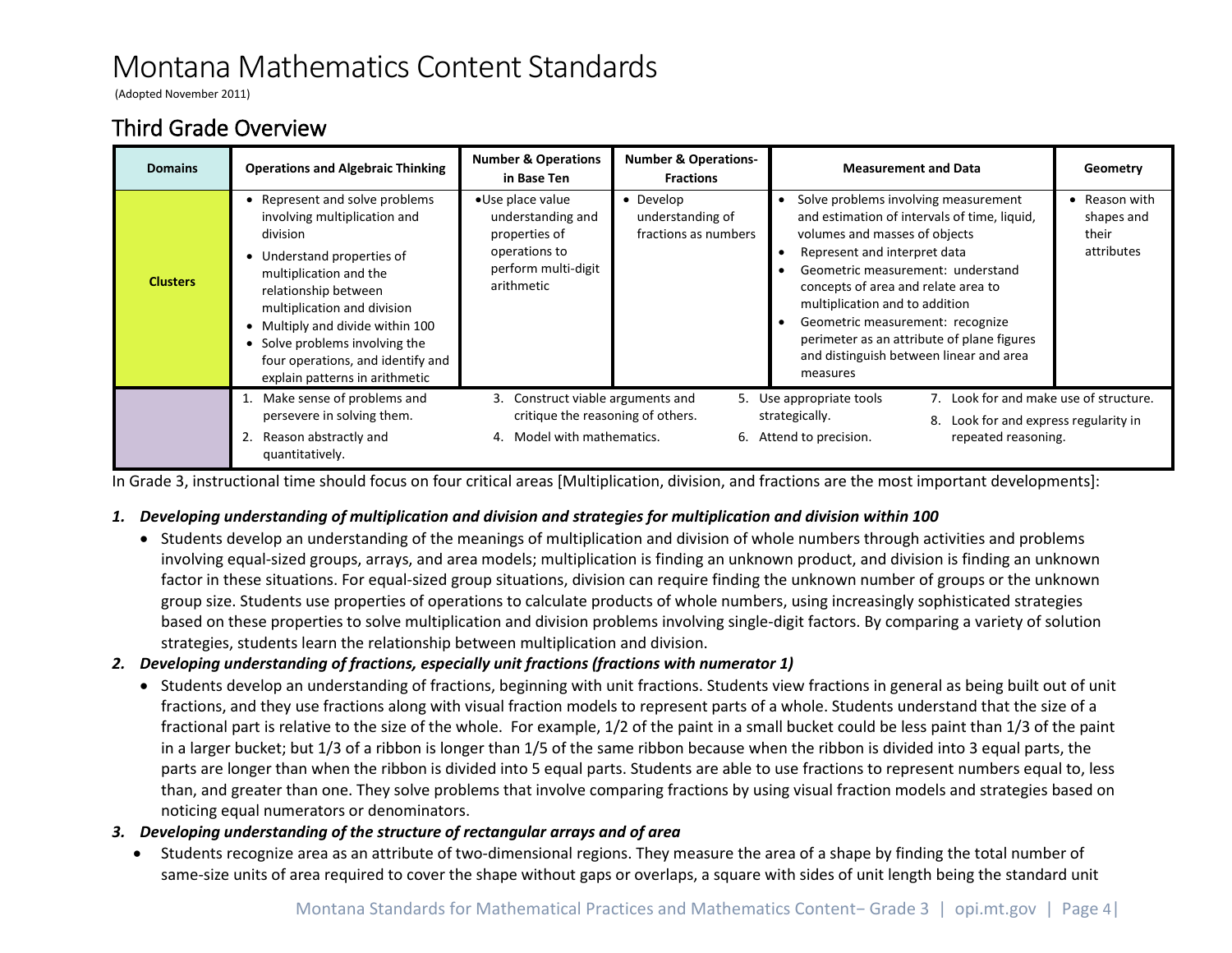# Montana Mathematics Content Standards

(Adopted November 2011)

## Third Grade Overview

| Domains | Operations and Algebraic Thinking | Number & Operations in Base Ten | Number & Operations-Fractions | Measurement and Data | Geometry |
|---|---|---|---|---|---|
| **Clusters** | • Represent and solve problems involving multiplication and division<br>• Understand properties of multiplication and the relationship between multiplication and division<br>• Multiply and divide within 100<br>• Solve problems involving the four operations, and identify and explain patterns in arithmetic | • Use place value understanding and properties of operations to perform multi-digit arithmetic | • Develop understanding of fractions as numbers | • Solve problems involving measurement and estimation of intervals of time, liquid, volumes and masses of objects<br>• Represent and interpret data<br>• Geometric measurement: understand concepts of area and relate area to multiplication and to addition<br>• Geometric measurement: recognize perimeter as an attribute of plane figures and distinguish between linear and area measures | • Reason with shapes and their attributes |
| | 1. Make sense of problems and persevere in solving them.<br>2. Reason abstractly and quantitatively. | 3. Construct viable arguments and critique the reasoning of others.<br>4. Model with mathematics. | | 5. Use appropriate tools strategically.<br>6. Attend to precision. | 7. Look for and make use of structure.<br>8. Look for and express regularity in repeated reasoning. |

In Grade 3, instructional time should focus on four critical areas [Multiplication, division, and fractions are the most important developments]:

1. ***Developing understanding of multiplication and division and strategies for multiplication and division within 100***
   - Students develop an understanding of the meanings of multiplication and division of whole numbers through activities and problems involving equal-sized groups, arrays, and area models; multiplication is finding an unknown product, and division is finding an unknown factor in these situations. For equal-sized group situations, division can require finding the unknown number of groups or the unknown group size. Students use properties of operations to calculate products of whole numbers, using increasingly sophisticated strategies based on these properties to solve multiplication and division problems involving single-digit factors. By comparing a variety of solution strategies, students learn the relationship between multiplication and division.
2. ***Developing understanding of fractions, especially unit fractions (fractions with numerator 1)***
   - Students develop an understanding of fractions, beginning with unit fractions. Students view fractions in general as being built out of unit fractions, and they use fractions along with visual fraction models to represent parts of a whole. Students understand that the size of a fractional part is relative to the size of the whole. For example, 1/2 of the paint in a small bucket could be less paint than 1/3 of the paint in a larger bucket; but 1/3 of a ribbon is longer than 1/5 of the same ribbon because when the ribbon is divided into 3 equal parts, the parts are longer than when the ribbon is divided into 5 equal parts. Students are able to use fractions to represent numbers equal to, less than, and greater than one. They solve problems that involve comparing fractions by using visual fraction models and strategies based on noticing equal numerators or denominators.
3. ***Developing understanding of the structure of rectangular arrays and of area***
   - Students recognize area as an attribute of two-dimensional regions. They measure the area of a shape by finding the total number of same-size units of area required to cover the shape without gaps or overlaps, a square with sides of unit length being the standard unit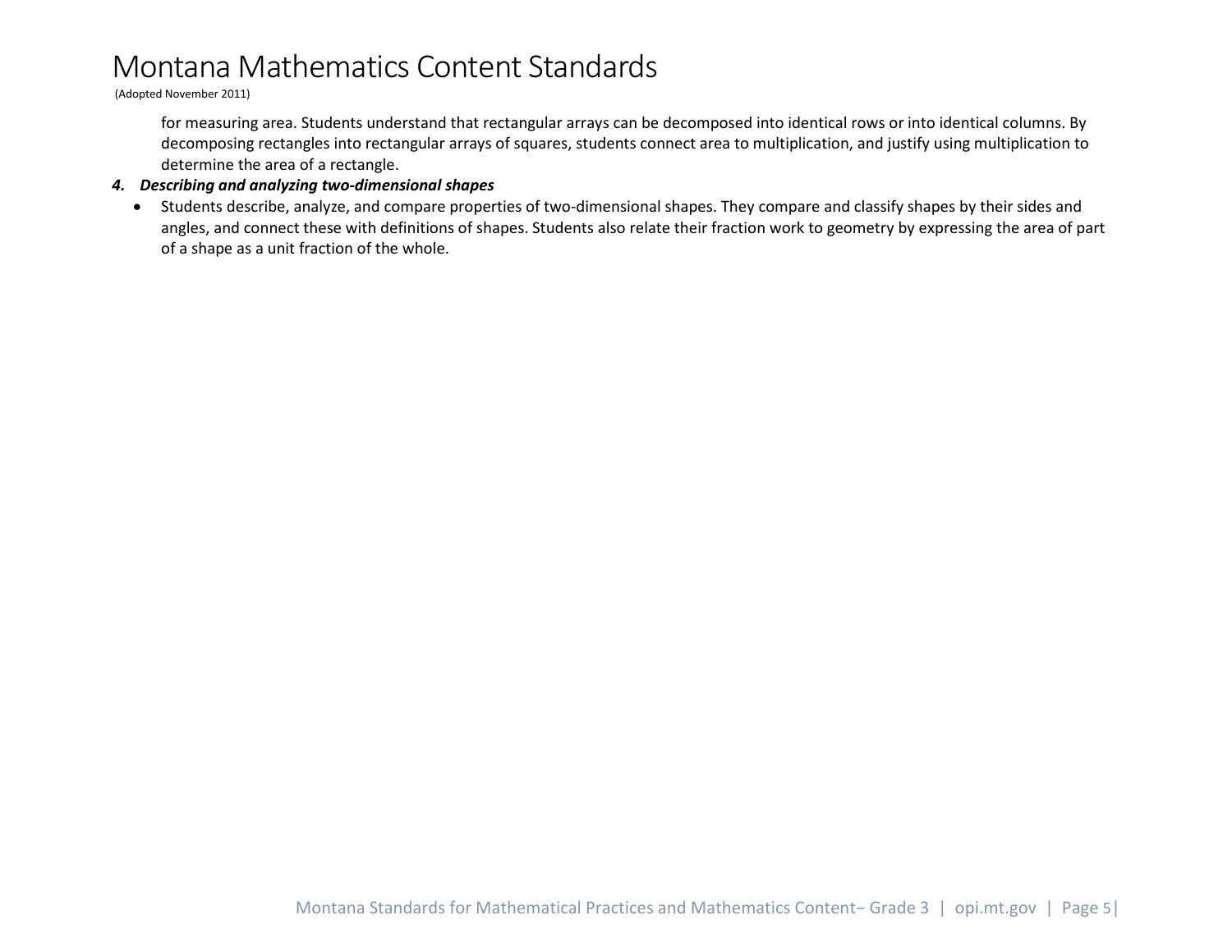for measuring area. Students understand that rectangular arrays can be decomposed into identical rows or into identical columns. By decomposing rectangles into rectangular arrays of squares, students connect area to multiplication, and justify using multiplication to determine the area of a rectangle.

4. ***Describing and analyzing two-dimensional shapes***
   - Students describe, analyze, and compare properties of two-dimensional shapes. They compare and classify shapes by their sides and angles, and connect these with definitions of shapes. Students also relate their fraction work to geometry by expressing the area of part of a shape as a unit fraction of the whole.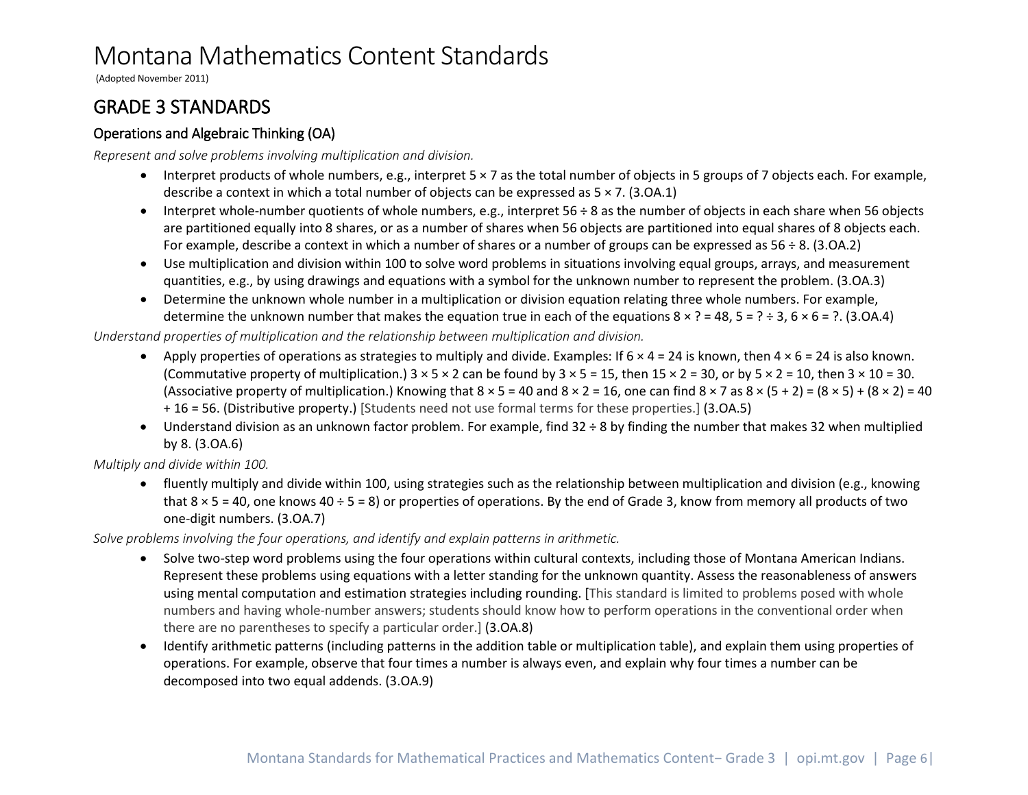# Montana Mathematics Content Standards

(Adopted November 2011)

## GRADE 3 STANDARDS

### Operations and Algebraic Thinking (OA)

*Represent and solve problems involving multiplication and division.*

- Interpret products of whole numbers, e.g., interpret $5 \times 7$ as the total number of objects in 5 groups of 7 objects each. For example, describe a context in which a total number of objects can be expressed as $5 \times 7$. (3.OA.1)
- Interpret whole-number quotients of whole numbers, e.g., interpret $56 \div 8$ as the number of objects in each share when 56 objects are partitioned equally into 8 shares, or as a number of shares when 56 objects are partitioned into equal shares of 8 objects each. For example, describe a context in which a number of shares or a number of groups can be expressed as $56 \div 8$. (3.OA.2)
- Use multiplication and division within 100 to solve word problems in situations involving equal groups, arrays, and measurement quantities, e.g., by using drawings and equations with a symbol for the unknown number to represent the problem. (3.OA.3)
- Determine the unknown whole number in a multiplication or division equation relating three whole numbers. For example, determine the unknown number that makes the equation true in each of the equations $8 \times ? = 48$, $5 = ? \div 3$, $6 \times 6 = ?$. (3.OA.4)

*Understand properties of multiplication and the relationship between multiplication and division.*

- Apply properties of operations as strategies to multiply and divide. Examples: If $6 \times 4 = 24$ is known, then $4 \times 6 = 24$ is also known. (Commutative property of multiplication.) $3 \times 5 \times 2$ can be found by $3 \times 5 = 15$, then $15 \times 2 = 30$, or by $5 \times 2 = 10$, then $3 \times 10 = 30$. (Associative property of multiplication.) Knowing that $8 \times 5 = 40$ and $8 \times 2 = 16$, one can find $8 \times 7$ as $8 \times (5 + 2) = (8 \times 5) + (8 \times 2) = 40 + 16 = 56$. (Distributive property.) [Students need not use formal terms for these properties.] (3.OA.5)
- Understand division as an unknown factor problem. For example, find $32 \div 8$ by finding the number that makes 32 when multiplied by 8. (3.OA.6)

*Multiply and divide within 100.*

- fluently multiply and divide within 100, using strategies such as the relationship between multiplication and division (e.g., knowing that $8 \times 5 = 40$, one knows $40 \div 5 = 8$) or properties of operations. By the end of Grade 3, know from memory all products of two one-digit numbers. (3.OA.7)

*Solve problems involving the four operations, and identify and explain patterns in arithmetic.*

- Solve two-step word problems using the four operations within cultural contexts, including those of Montana American Indians. Represent these problems using equations with a letter standing for the unknown quantity. Assess the reasonableness of answers using mental computation and estimation strategies including rounding. [This standard is limited to problems posed with whole numbers and having whole-number answers; students should know how to perform operations in the conventional order when there are no parentheses to specify a particular order.] (3.OA.8)
- Identify arithmetic patterns (including patterns in the addition table or multiplication table), and explain them using properties of operations. For example, observe that four times a number is always even, and explain why four times a number can be decomposed into two equal addends. (3.OA.9)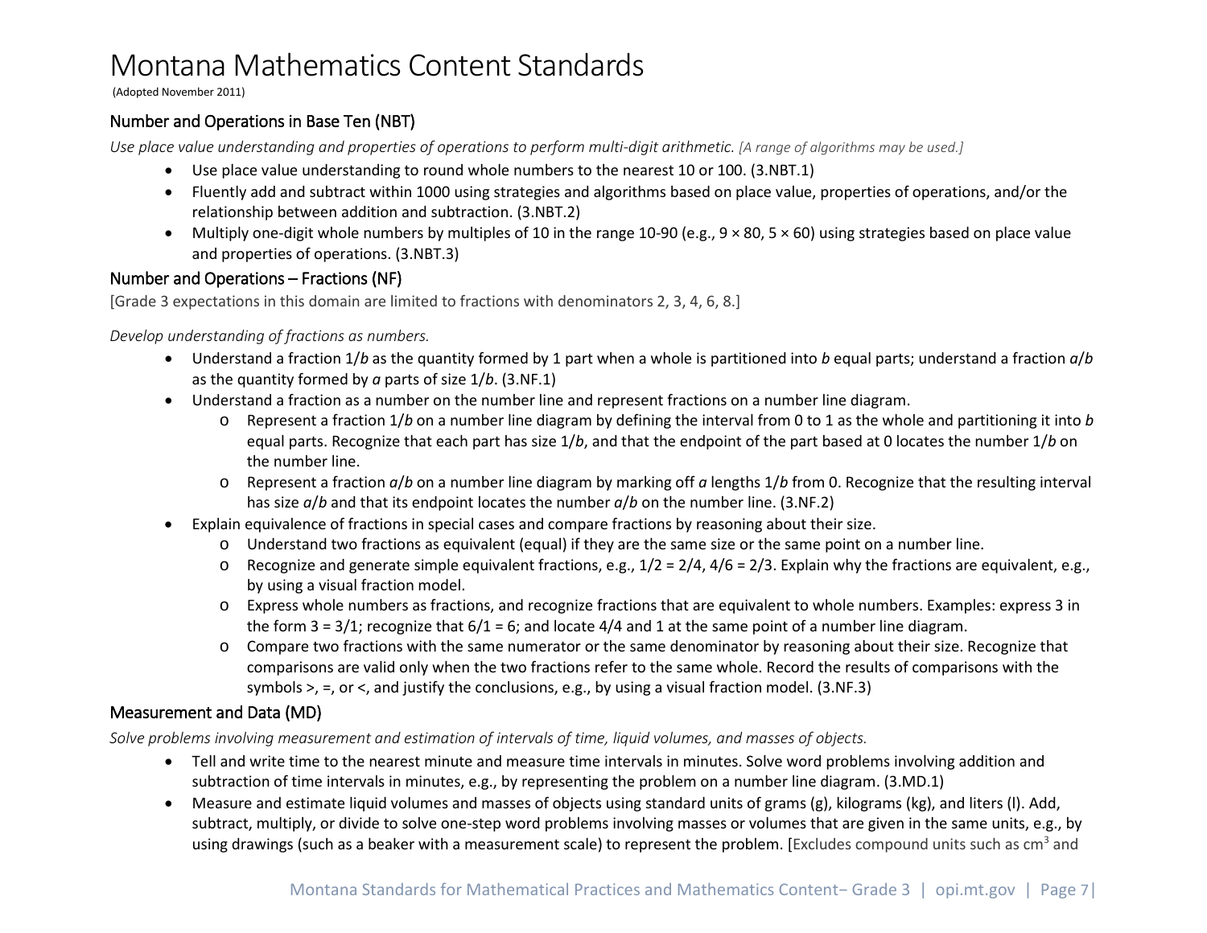# Montana Mathematics Content Standards

(Adopted November 2011)

## Number and Operations in Base Ten (NBT)

*Use place value understanding and properties of operations to perform multi-digit arithmetic.* *[A range of algorithms may be used.]*

- Use place value understanding to round whole numbers to the nearest 10 or 100. (3.NBT.1)
- Fluently add and subtract within 1000 using strategies and algorithms based on place value, properties of operations, and/or the relationship between addition and subtraction. (3.NBT.2)
- Multiply one-digit whole numbers by multiples of 10 in the range 10-90 (e.g., 9 × 80, 5 × 60) using strategies based on place value and properties of operations. (3.NBT.3)

## Number and Operations – Fractions (NF)

[Grade 3 expectations in this domain are limited to fractions with denominators 2, 3, 4, 6, 8.]

*Develop understanding of fractions as numbers.*

- Understand a fraction 1/*b* as the quantity formed by 1 part when a whole is partitioned into *b* equal parts; understand a fraction *a*/*b* as the quantity formed by *a* parts of size 1/*b*. (3.NF.1)
- Understand a fraction as a number on the number line and represent fractions on a number line diagram.
  - Represent a fraction 1/*b* on a number line diagram by defining the interval from 0 to 1 as the whole and partitioning it into *b* equal parts. Recognize that each part has size 1/*b*, and that the endpoint of the part based at 0 locates the number 1/*b* on the number line.
  - Represent a fraction *a*/*b* on a number line diagram by marking off *a* lengths 1/*b* from 0. Recognize that the resulting interval has size *a*/*b* and that its endpoint locates the number *a*/*b* on the number line. (3.NF.2)
- Explain equivalence of fractions in special cases and compare fractions by reasoning about their size.
  - Understand two fractions as equivalent (equal) if they are the same size or the same point on a number line.
  - Recognize and generate simple equivalent fractions, e.g., 1/2 = 2/4, 4/6 = 2/3. Explain why the fractions are equivalent, e.g., by using a visual fraction model.
  - Express whole numbers as fractions, and recognize fractions that are equivalent to whole numbers. Examples: express 3 in the form 3 = 3/1; recognize that 6/1 = 6; and locate 4/4 and 1 at the same point of a number line diagram.
  - Compare two fractions with the same numerator or the same denominator by reasoning about their size. Recognize that comparisons are valid only when the two fractions refer to the same whole. Record the results of comparisons with the symbols >, =, or <, and justify the conclusions, e.g., by using a visual fraction model. (3.NF.3)

## Measurement and Data (MD)

*Solve problems involving measurement and estimation of intervals of time, liquid volumes, and masses of objects.*

- Tell and write time to the nearest minute and measure time intervals in minutes. Solve word problems involving addition and subtraction of time intervals in minutes, e.g., by representing the problem on a number line diagram. (3.MD.1)
- Measure and estimate liquid volumes and masses of objects using standard units of grams (g), kilograms (kg), and liters (l). Add, subtract, multiply, or divide to solve one-step word problems involving masses or volumes that are given in the same units, e.g., by using drawings (such as a beaker with a measurement scale) to represent the problem. [Excludes compound units such as $cm^3$ and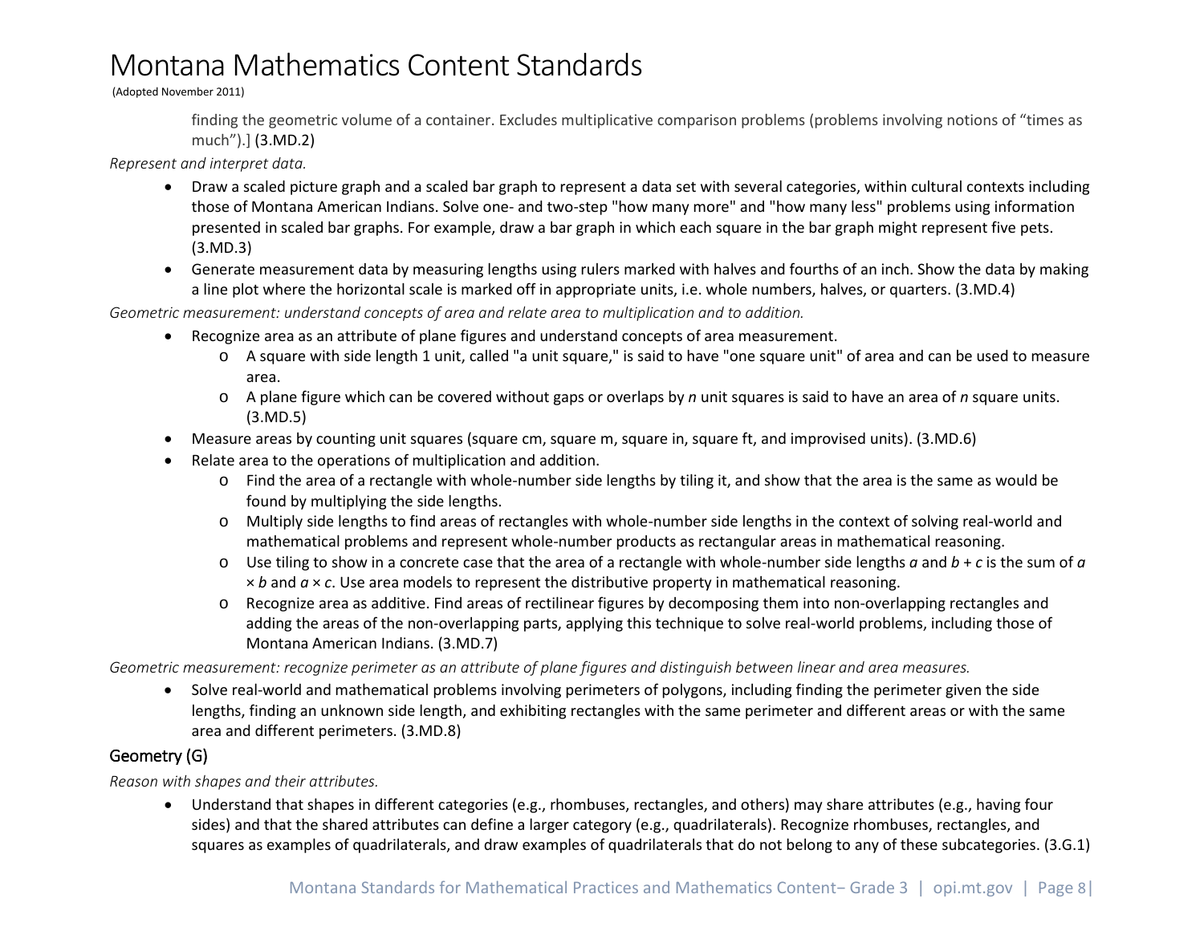finding the geometric volume of a container. Excludes multiplicative comparison problems (problems involving notions of “times as much”).] (3.MD.2)

*Represent and interpret data.*

- Draw a scaled picture graph and a scaled bar graph to represent a data set with several categories, within cultural contexts including those of Montana American Indians. Solve one- and two-step "how many more" and "how many less" problems using information presented in scaled bar graphs. For example, draw a bar graph in which each square in the bar graph might represent five pets. (3.MD.3)
- Generate measurement data by measuring lengths using rulers marked with halves and fourths of an inch. Show the data by making a line plot where the horizontal scale is marked off in appropriate units, i.e. whole numbers, halves, or quarters. (3.MD.4)

*Geometric measurement: understand concepts of area and relate area to multiplication and to addition.*

- Recognize area as an attribute of plane figures and understand concepts of area measurement.
  - A square with side length 1 unit, called "a unit square," is said to have "one square unit" of area and can be used to measure area.
  - A plane figure which can be covered without gaps or overlaps by $n$ unit squares is said to have an area of $n$ square units. (3.MD.5)
- Measure areas by counting unit squares (square cm, square m, square in, square ft, and improvised units). (3.MD.6)
- Relate area to the operations of multiplication and addition.
  - Find the area of a rectangle with whole-number side lengths by tiling it, and show that the area is the same as would be found by multiplying the side lengths.
  - Multiply side lengths to find areas of rectangles with whole-number side lengths in the context of solving real-world and mathematical problems and represent whole-number products as rectangular areas in mathematical reasoning.
  - Use tiling to show in a concrete case that the area of a rectangle with whole-number side lengths $a$ and $b + c$ is the sum of $a \times b$ and $a \times c$. Use area models to represent the distributive property in mathematical reasoning.
  - Recognize area as additive. Find areas of rectilinear figures by decomposing them into non-overlapping rectangles and adding the areas of the non-overlapping parts, applying this technique to solve real-world problems, including those of Montana American Indians. (3.MD.7)

*Geometric measurement: recognize perimeter as an attribute of plane figures and distinguish between linear and area measures.*

- Solve real-world and mathematical problems involving perimeters of polygons, including finding the perimeter given the side lengths, finding an unknown side length, and exhibiting rectangles with the same perimeter and different areas or with the same area and different perimeters. (3.MD.8)

## Geometry (G)

*Reason with shapes and their attributes.*

- Understand that shapes in different categories (e.g., rhombuses, rectangles, and others) may share attributes (e.g., having four sides) and that the shared attributes can define a larger category (e.g., quadrilaterals). Recognize rhombuses, rectangles, and squares as examples of quadrilaterals, and draw examples of quadrilaterals that do not belong to any of these subcategories. (3.G.1)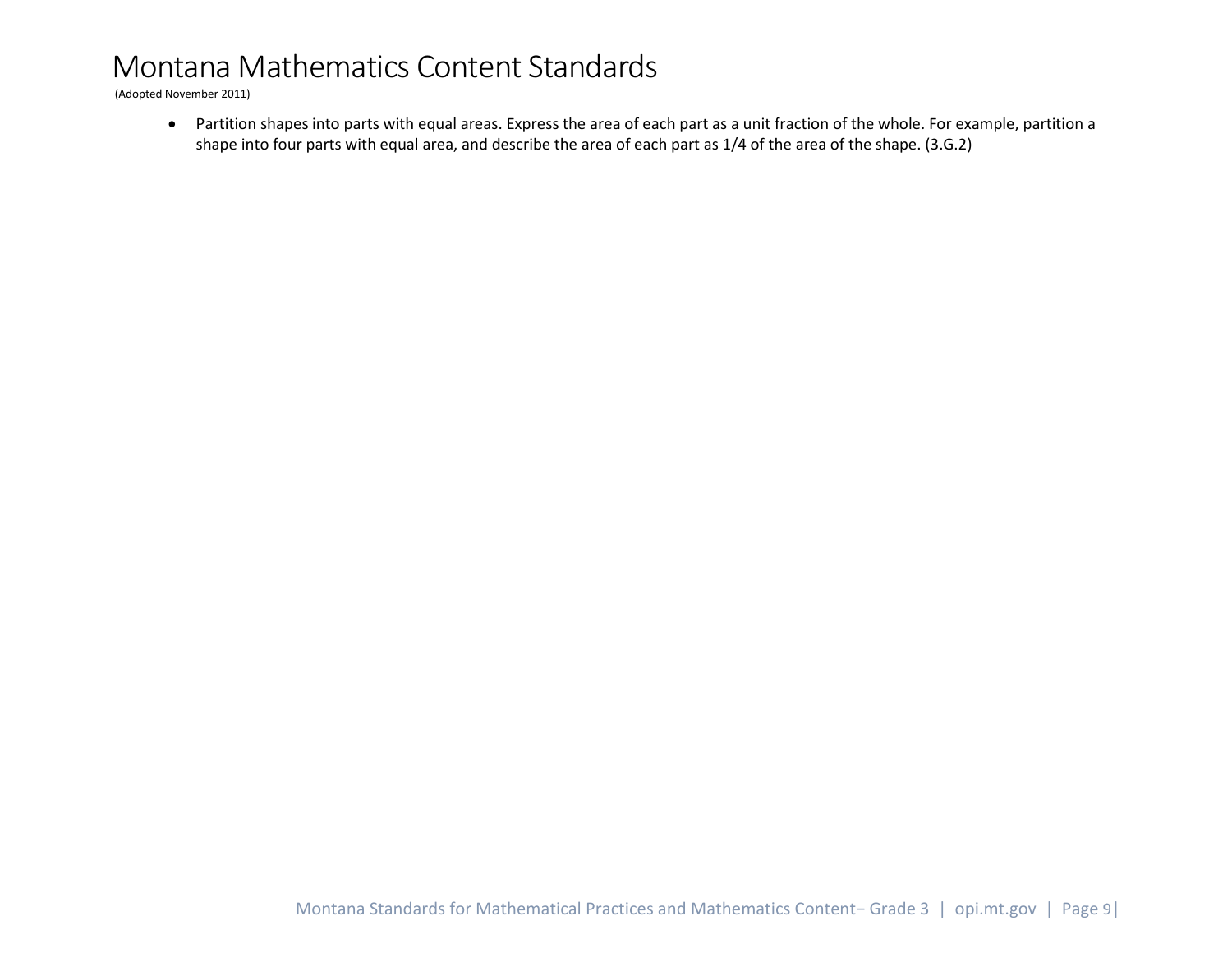- Partition shapes into parts with equal areas. Express the area of each part as a unit fraction of the whole. For example, partition a shape into four parts with equal area, and describe the area of each part as 1/4 of the area of the shape. (3.G.2)